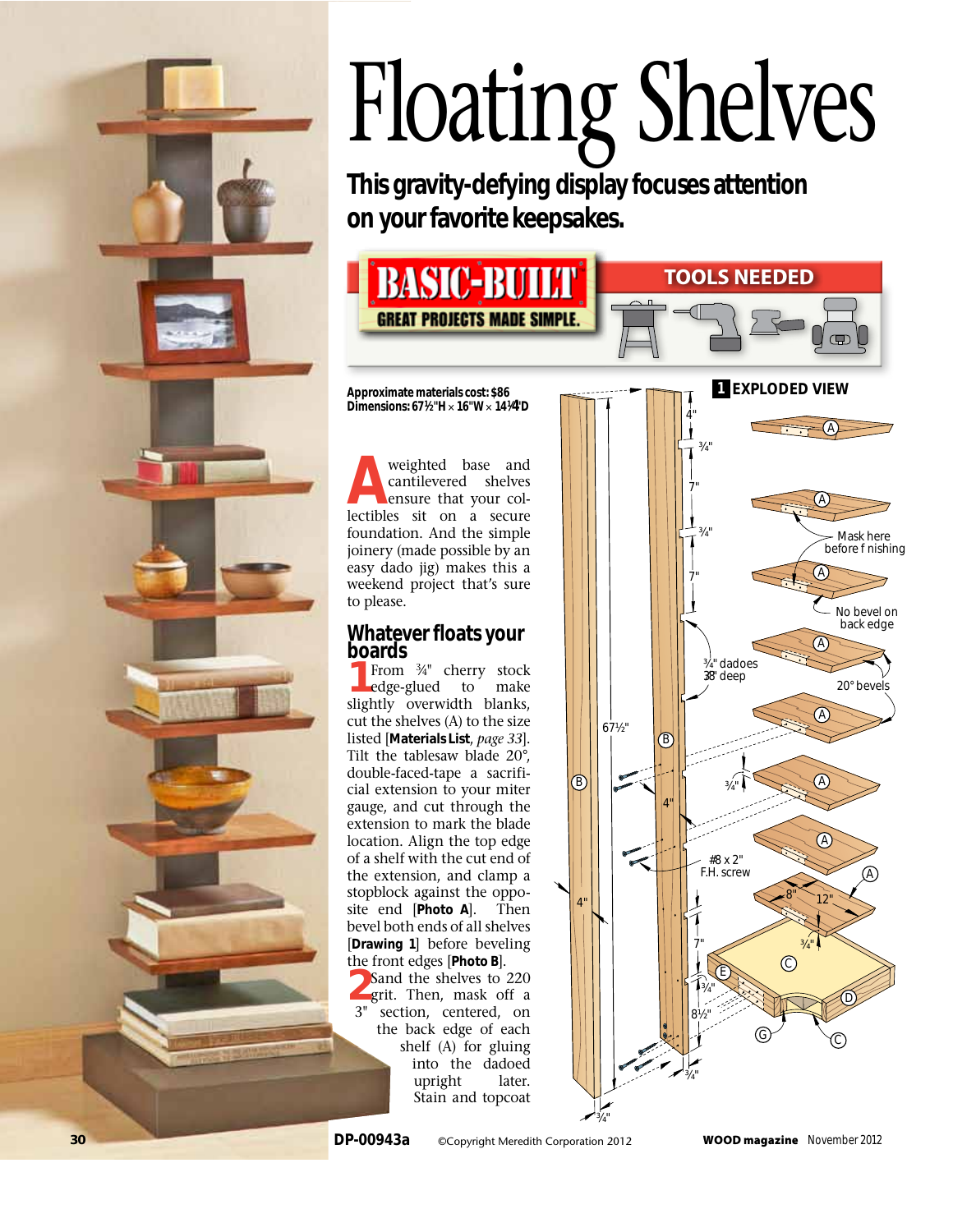# Floating Shelves

## This gravity-defying display focuses attention on your favorite keepsakes.

**BASIC-BUILT** GREAT PROJECTS MADE SIMPLE.

**TOOLS NEEDED**

**Approximate materials cost: $86**
**Dimensions: 67½"H × 16"W × 14¼"D**

A weighted base and cantilevered shelves ensure that your collectibles sit on a secure foundation. And the simple joinery (made possible by an easy dado jig) makes this a weekend project that's sure to please.

## Whatever floats your boards

**1** From ¾" cherry stock edge-glued to make slightly overwidth blanks, cut the shelves (A) to the size listed [**Materials List**, *page 33*]. Tilt the tablesaw blade 20°, double-faced-tape a sacrificial extension to your miter gauge, and cut through the extension to mark the blade location. Align the top edge of a shelf with the cut end of the extension, and clamp a stopblock against the opposite end [**Photo A**]. Then bevel both ends of all shelves [**Drawing 1**] before beveling the front edges [**Photo B**].

**2** Sand the shelves to 220 grit. Then, mask off a 3" section, centered, on the back edge of each shelf (A) for gluing into the dadoed upright later. Stain and topcoat

**1 EXPLODED VIEW**

Labels: Mask here before finishing; No bevel on back edge; ¾" dadoes ⅜" deep; 20° bevels; #8 x 2" F.H. screw; 67½"; 4"; ¾"; 7"; 8"; 12"; 8½"; A; B; C; D; E; G

DP-00943a ©Copyright Meredith Corporation 2012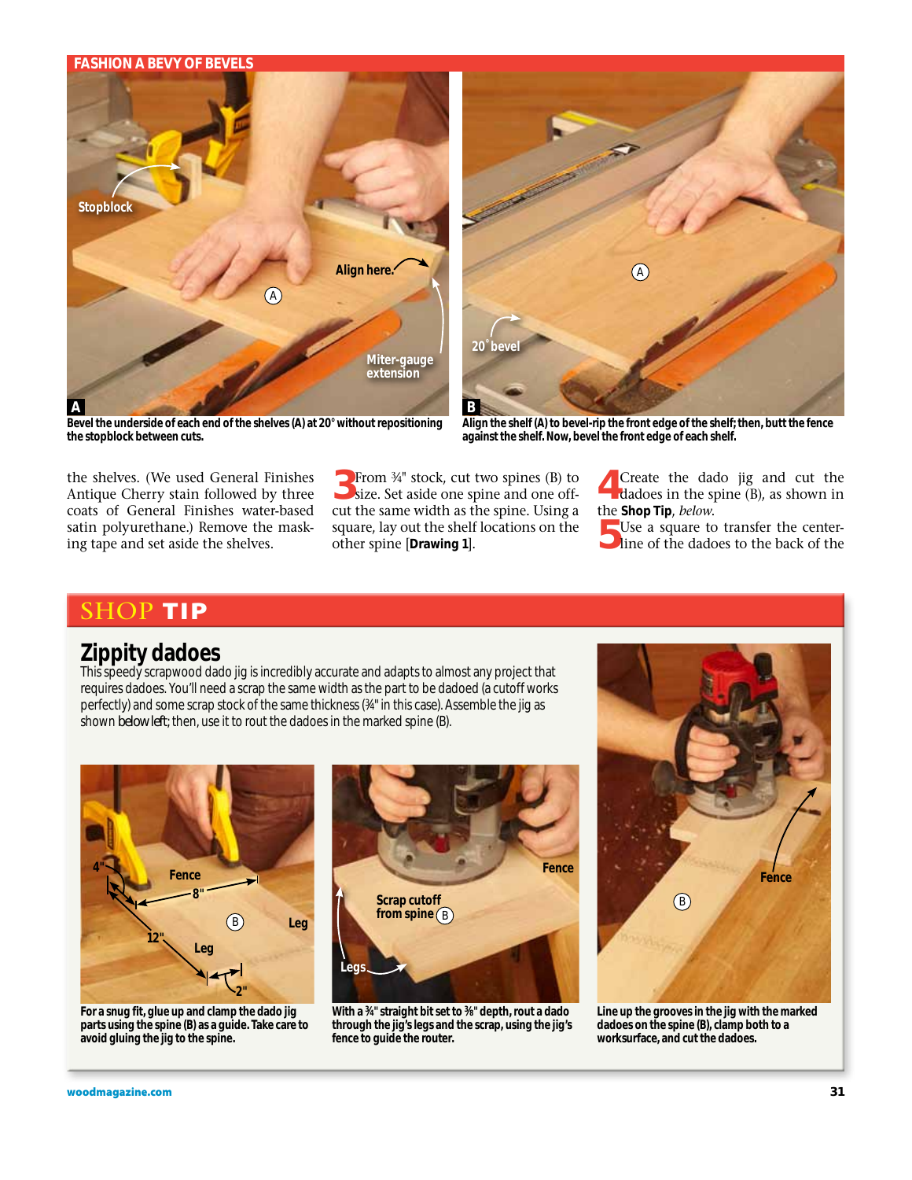## FASHION A BEVY OF BEVELS

**A** Bevel the underside of each end of the shelves (A) at 20° without repositioning the stopblock between cuts.

**B** Align the shelf (A) to bevel-rip the front edge of the shelf; then, butt the fence against the shelf. Now, bevel the front edge of each shelf.

the shelves. (We used General Finishes Antique Cherry stain followed by three coats of General Finishes water-based satin polyurethane.) Remove the masking tape and set aside the shelves.

**3** From ¾" stock, cut two spines (B) to size. Set aside one spine and one offcut the same width as the spine. Using a square, lay out the shelf locations on the other spine [**Drawing 1**].

**4** Create the dado jig and cut the dadoes in the spine (B), as shown in the **Shop Tip**, *below*.

**5** Use a square to transfer the centerline of the dadoes to the back of the

## SHOP TIP

### Zippity dadoes

This speedy scrapwood dado jig is incredibly accurate and adapts to almost any project that requires dadoes. You'll need a scrap the same width as the part to be dadoed (a cutoff works perfectly) and some scrap stock of the same thickness (¾" in this case). Assemble the jig as shown below left; then, use it to rout the dadoes in the marked spine (B).

**For a snug fit, glue up and clamp the dado jig parts using the spine (B) as a guide. Take care to avoid gluing the jig to the spine.**

**With a ¾" straight bit set to ⅜" depth, rout a dado through the jig's legs and the scrap, using the jig's fence to guide the router.**

**Line up the grooves in the jig with the marked dadoes on the spine (B), clamp both to a worksurface, and cut the dadoes.**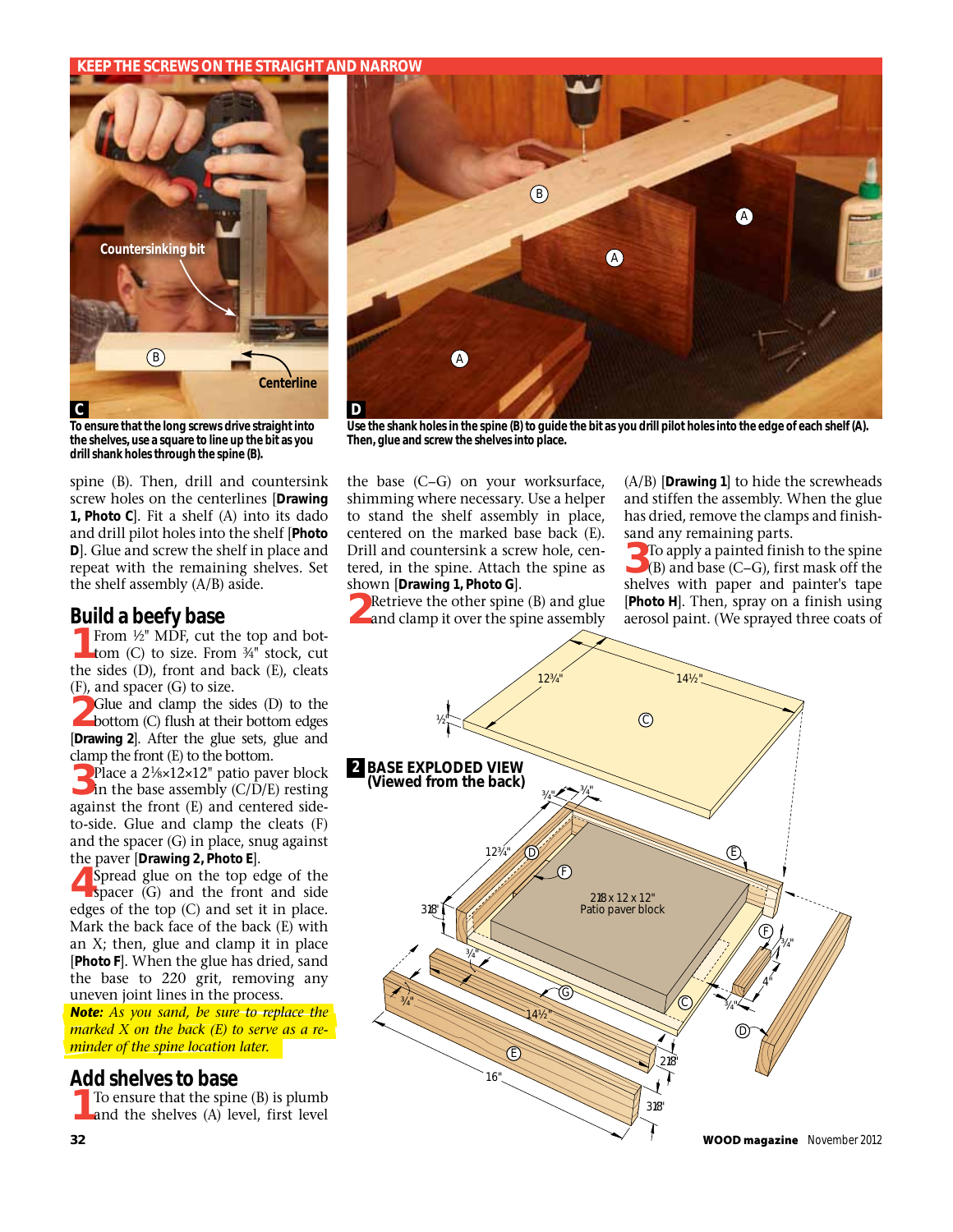KEEP THE SCREWS ON THE STRAIGHT AND NARROW

**C** To ensure that the long screws drive straight into the shelves, use a square to line up the bit as you drill shank holes through the spine (B).

**D** Use the shank holes in the spine (B) to guide the bit as you drill pilot holes into the edge of each shelf (A). Then, glue and screw the shelves into place.

spine (B). Then, drill and countersink screw holes on the centerlines [**Drawing 1, Photo C**]. Fit a shelf (A) into its dado and drill pilot holes into the shelf [**Photo D**]. Glue and screw the shelf in place and repeat with the remaining shelves. Set the shelf assembly (A/B) aside.

## Build a beefy base

1 From ½" MDF, cut the top and bottom (C) to size. From ¾" stock, cut the sides (D), front and back (E), cleats (F), and spacer (G) to size.

2 Glue and clamp the sides (D) to the bottom (C) flush at their bottom edges [**Drawing 2**]. After the glue sets, glue and clamp the front (E) to the bottom.

3 Place a 2⅛×12×12" patio paver block in the base assembly (C/D/E) resting against the front (E) and centered side-to-side. Glue and clamp the cleats (F) and the spacer (G) in place, snug against the paver [**Drawing 2, Photo E**].

4 Spread glue on the top edge of the spacer (G) and the front and side edges of the top (C) and set it in place. Mark the back face of the back (E) with an X; then, glue and clamp it in place [**Photo F**]. When the glue has dried, sand the base to 220 grit, removing any uneven joint lines in the process.

***Note:*** *As you sand, be sure to replace the marked X on the back (E) to serve as a reminder of the spine location later.*

## Add shelves to base

1 To ensure that the spine (B) is plumb and the shelves (A) level, first level the base (C–G) on your worksurface, shimming where necessary. Use a helper to stand the shelf assembly in place, centered on the marked base back (E). Drill and countersink a screw hole, centered, in the spine. Attach the spine as shown [**Drawing 1, Photo G**].

2 Retrieve the other spine (B) and glue and clamp it over the spine assembly (A/B) [**Drawing 1**] to hide the screwheads and stiffen the assembly. When the glue has dried, remove the clamps and finish-sand any remaining parts.

3 To apply a painted finish to the spine (B) and base (C–G), first mask off the shelves with paper and painter's tape [**Photo H**]. Then, spray on a finish using aerosol paint. (We sprayed three coats of

**2 BASE EXPLODED VIEW (Viewed from the back)**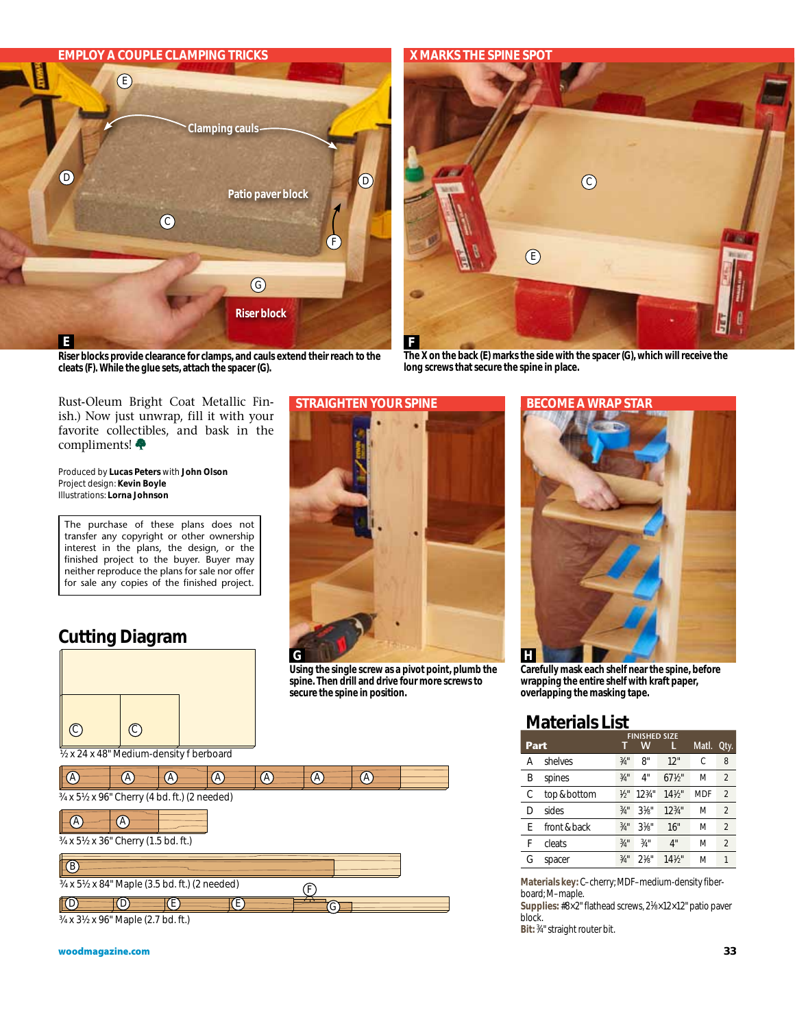## EMPLOY A COUPLE CLAMPING TRICKS

E

Riser blocks provide clearance for clamps, and cauls extend their reach to the cleats (F). While the glue sets, attach the spacer (G).

## X MARKS THE SPINE SPOT

F

The X on the back (E) marks the side with the spacer (G), which will receive the long screws that secure the spine in place.

Rust-Oleum Bright Coat Metallic Finish.) Now just unwrap, fill it with your favorite collectibles, and bask in the compliments!

Produced by **Lucas Peters** with **John Olson**
Project design: **Kevin Boyle**
Illustrations: **Lorna Johnson**

The purchase of these plans does not transfer any copyright or other ownership interest in the plans, the design, or the finished project to the buyer. Buyer may neither reproduce the plans for sale nor offer for sale any copies of the finished project.

## STRAIGHTEN YOUR SPINE

G

Using the single screw as a pivot point, plumb the spine. Then drill and drive four more screws to secure the spine in position.

## BECOME A WRAP STAR

H

Carefully mask each shelf near the spine, before wrapping the entire shelf with kraft paper, overlapping the masking tape.

## Cutting Diagram

C C

½ x 24 x 48" Medium-density fiberboard

A A A A A A A

¾ x 5½ x 96" Cherry (4 bd. ft.) (2 needed)

A A

¾ x 5½ x 36" Cherry (1.5 bd. ft.)

B

¾ x 5½ x 84" Maple (3.5 bd. ft.) (2 needed)

D D E E F G

¾ x 3½ x 96" Maple (2.7 bd. ft.)

## Materials List

| Part | | FINISHED SIZE T | W | L | Matl. | Qty. |
|---|---|---|---|---|---|---|
| A | shelves | ¾" | 8" | 12" | C | 8 |
| B | spines | ¾" | 4" | 67½" | M | 2 |
| C | top & bottom | ½" | 12¾" | 14½" | MDF | 2 |
| D | sides | ¾" | 3⅛" | 12¾" | M | 2 |
| E | front & back | ¾" | 3⅛" | 16" | M | 2 |
| F | cleats | ¾" | ¾" | 4" | M | 2 |
| G | spacer | ¾" | 2⅛" | 14½" | M | 1 |

**Materials key:** C–cherry; MDF–medium-density fiberboard; M–maple.
**Supplies:** #8×2" flathead screws, 2⅛×12×12" patio paver block.
**Bit:** ¾" straight router bit.